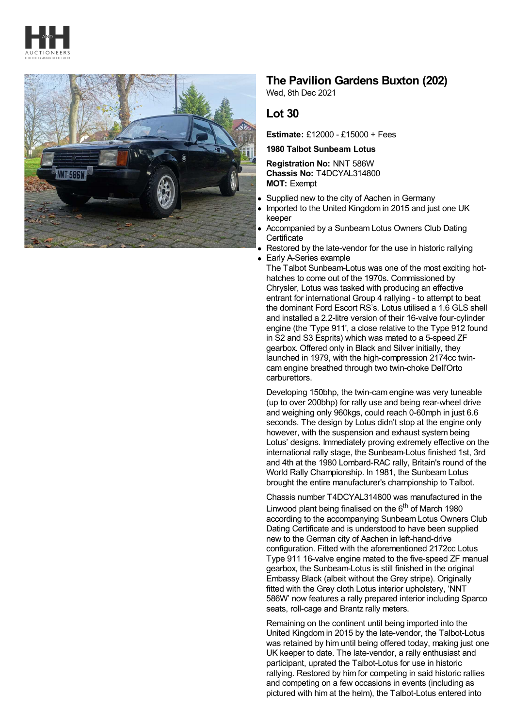# The Pavilion Gardens Buxton (202)

Wed, 8th Dec 2021

## Lot 30

**Estimate:** £12000 - £15000 + Fees

**1980 Talbot Sunbeam Lotus**

**Registration No:** NNT 586W
**Chassis No:** T4DCYAL314800
**MOT:** Exempt

- Supplied new to the city of Aachen in Germany
- Imported to the United Kingdom in 2015 and just one UK keeper
- Accompanied by a Sunbeam Lotus Owners Club Dating Certificate
- Restored by the late-vendor for the use in historic rallying
- Early A-Series example

The Talbot Sunbeam-Lotus was one of the most exciting hot-hatches to come out of the 1970s. Commissioned by Chrysler, Lotus was tasked with producing an effective entrant for international Group 4 rallying - to attempt to beat the dominant Ford Escort RS's. Lotus utilised a 1.6 GLS shell and installed a 2.2-litre version of their 16-valve four-cylinder engine (the 'Type 911', a close relative to the Type 912 found in S2 and S3 Esprits) which was mated to a 5-speed ZF gearbox. Offered only in Black and Silver initially, they launched in 1979, with the high-compression 2174cc twin-cam engine breathed through two twin-choke Dell'Orto carburettors.

Developing 150bhp, the twin-cam engine was very tuneable (up to over 200bhp) for rally use and being rear-wheel drive and weighing only 960kgs, could reach 0-60mph in just 6.6 seconds. The design by Lotus didn't stop at the engine only however, with the suspension and exhaust system being Lotus' designs. Immediately proving extremely effective on the international rally stage, the Sunbeam-Lotus finished 1st, 3rd and 4th at the 1980 Lombard-RAC rally, Britain's round of the World Rally Championship. In 1981, the Sunbeam Lotus brought the entire manufacturer's championship to Talbot.

Chassis number T4DCYAL314800 was manufactured in the Linwood plant being finalised on the 6th of March 1980 according to the accompanying Sunbeam Lotus Owners Club Dating Certificate and is understood to have been supplied new to the German city of Aachen in left-hand-drive configuration. Fitted with the aforementioned 2172cc Lotus Type 911 16-valve engine mated to the five-speed ZF manual gearbox, the Sunbeam-Lotus is still finished in the original Embassy Black (albeit without the Grey stripe). Originally fitted with the Grey cloth Lotus interior upholstery, 'NNT 586W' now features a rally prepared interior including Sparco seats, roll-cage and Brantz rally meters.

Remaining on the continent until being imported into the United Kingdom in 2015 by the late-vendor, the Talbot-Lotus was retained by him until being offered today, making just one UK keeper to date. The late-vendor, a rally enthusiast and participant, uprated the Talbot-Lotus for use in historic rallying. Restored by him for competing in said historic rallies and competing on a few occasions in events (including as pictured with him at the helm), the Talbot-Lotus entered into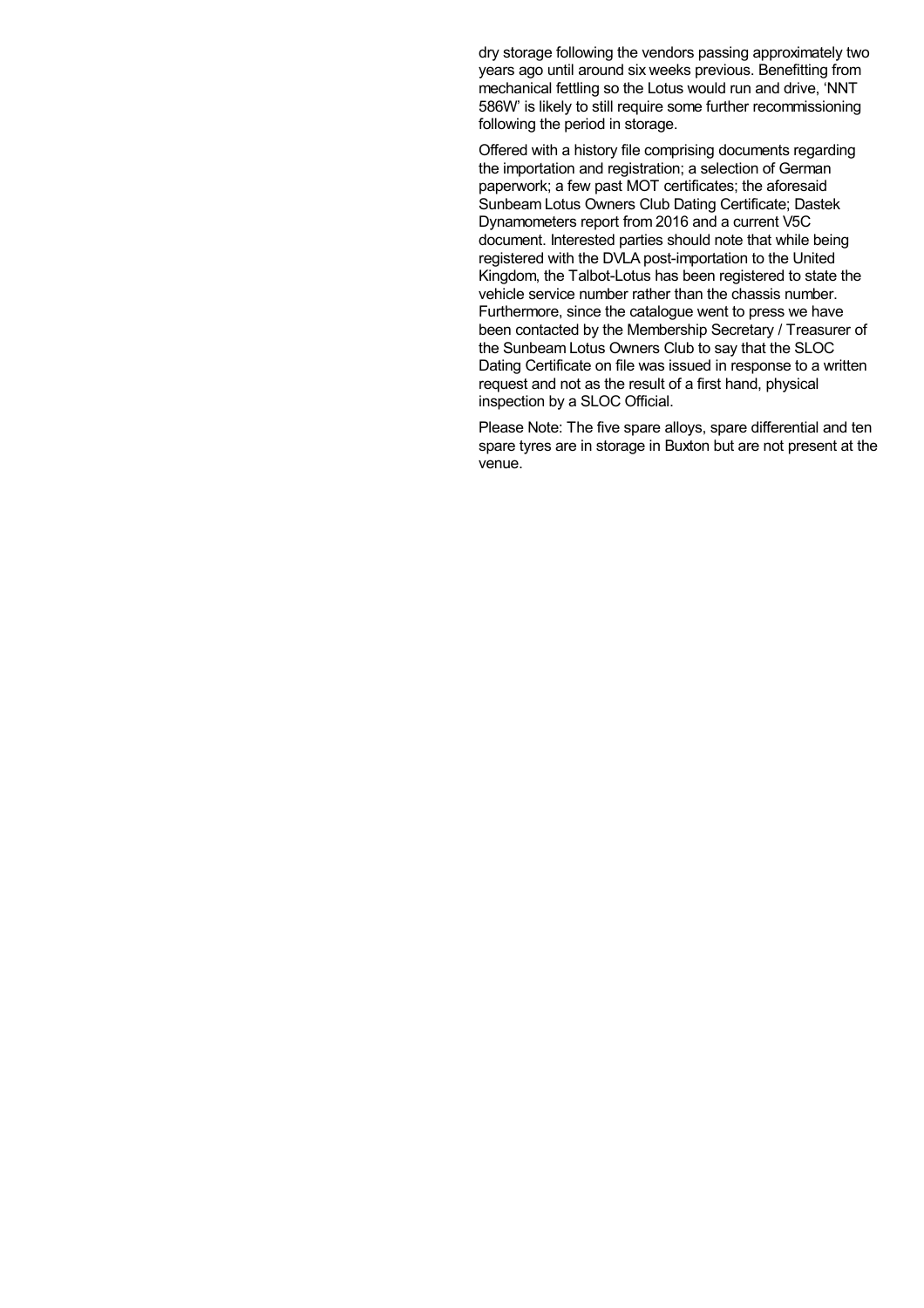dry storage following the vendors passing approximately two years ago until around six weeks previous. Benefitting from mechanical fettling so the Lotus would run and drive, 'NNT 586W' is likely to still require some further recommissioning following the period in storage.

Offered with a history file comprising documents regarding the importation and registration; a selection of German paperwork; a few past MOT certificates; the aforesaid Sunbeam Lotus Owners Club Dating Certificate; Dastek Dynamometers report from 2016 and a current V5C document. Interested parties should note that while being registered with the DVLA post-importation to the United Kingdom, the Talbot-Lotus has been registered to state the vehicle service number rather than the chassis number. Furthermore, since the catalogue went to press we have been contacted by the Membership Secretary / Treasurer of the Sunbeam Lotus Owners Club to say that the SLOC Dating Certificate on file was issued in response to a written request and not as the result of a first hand, physical inspection by a SLOC Official.

Please Note: The five spare alloys, spare differential and ten spare tyres are in storage in Buxton but are not present at the venue.